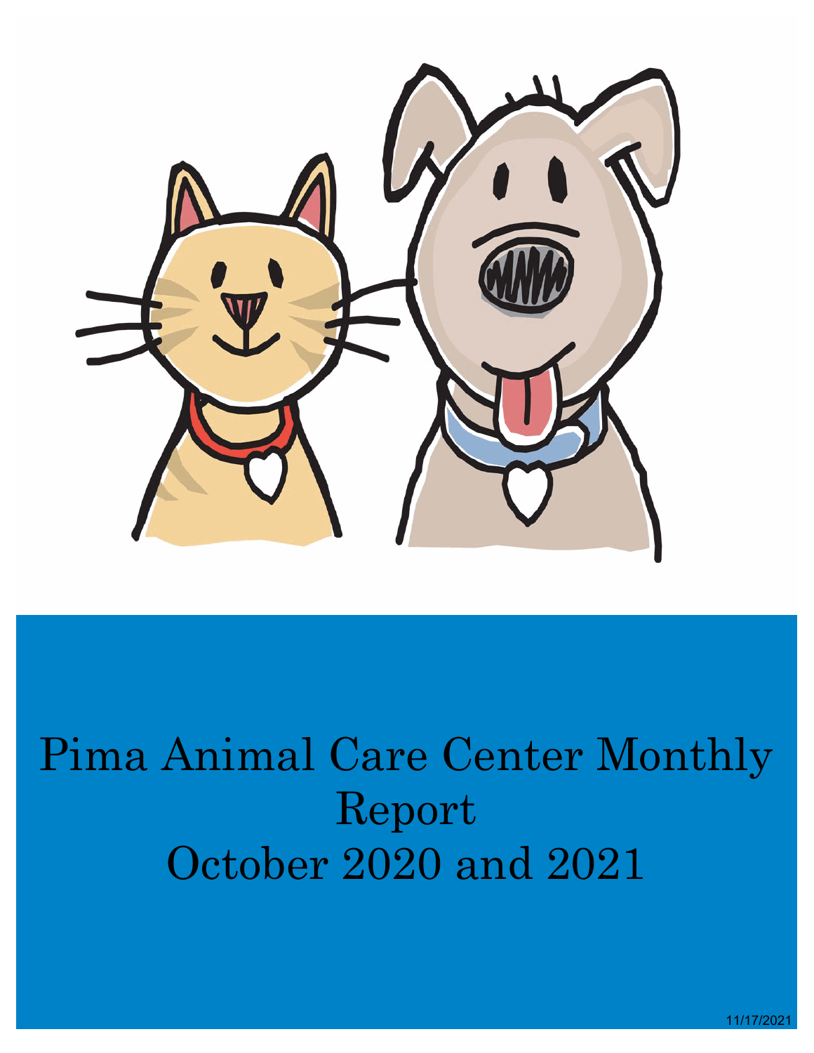# Pima Animal Care Center Monthly Report
# October 2020 and 2021

11/17/2021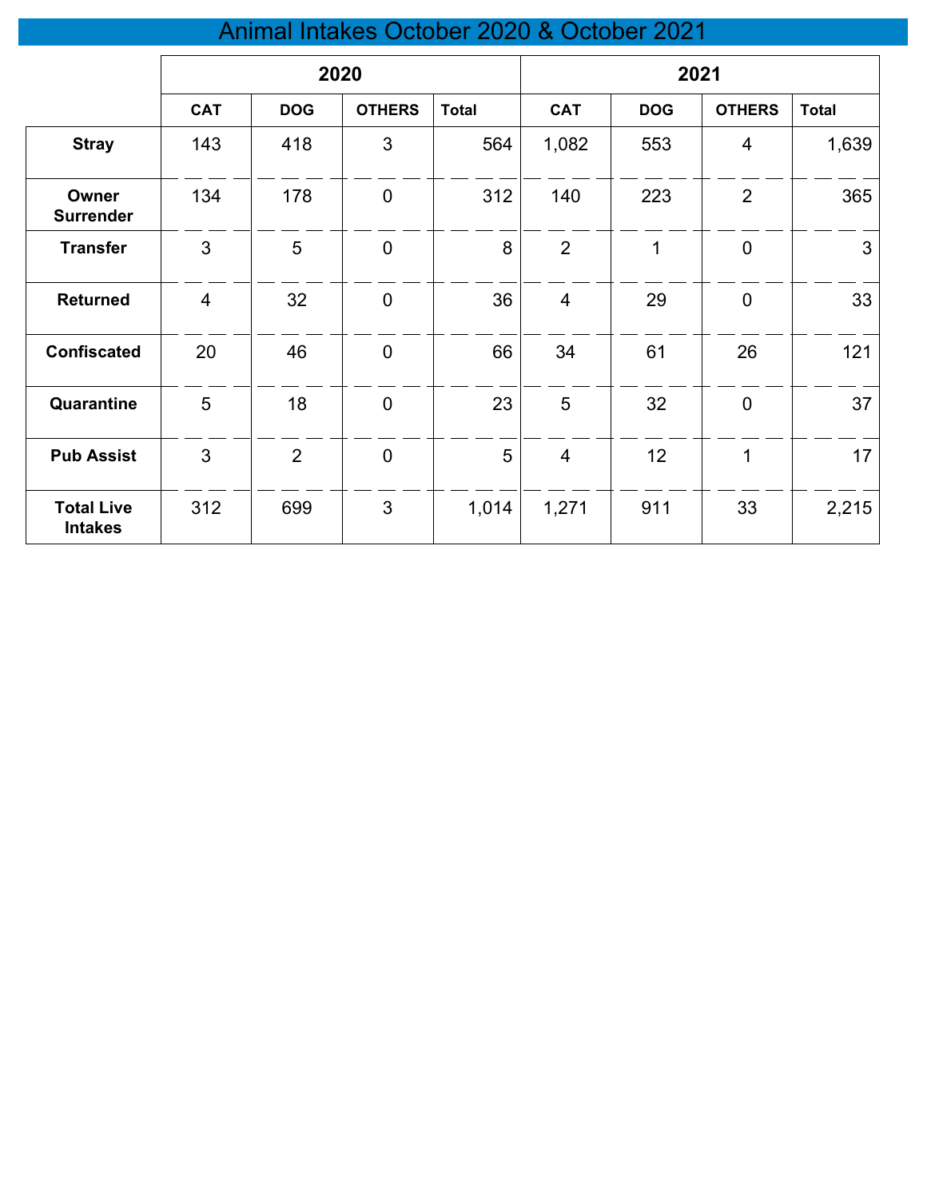# Animal Intakes October 2020 & October 2021

| | 2020 | | | | 2021 | | | |
|---|---|---|---|---|---|---|---|---|
| | CAT | DOG | OTHERS | Total | CAT | DOG | OTHERS | Total |
| **Stray** | 143 | 418 | 3 | 564 | 1,082 | 553 | 4 | 1,639 |
| **Owner Surrender** | 134 | 178 | 0 | 312 | 140 | 223 | 2 | 365 |
| **Transfer** | 3 | 5 | 0 | 8 | 2 | 1 | 0 | 3 |
| **Returned** | 4 | 32 | 0 | 36 | 4 | 29 | 0 | 33 |
| **Confiscated** | 20 | 46 | 0 | 66 | 34 | 61 | 26 | 121 |
| **Quarantine** | 5 | 18 | 0 | 23 | 5 | 32 | 0 | 37 |
| **Pub Assist** | 3 | 2 | 0 | 5 | 4 | 12 | 1 | 17 |
| **Total Live Intakes** | 312 | 699 | 3 | 1,014 | 1,271 | 911 | 33 | 2,215 |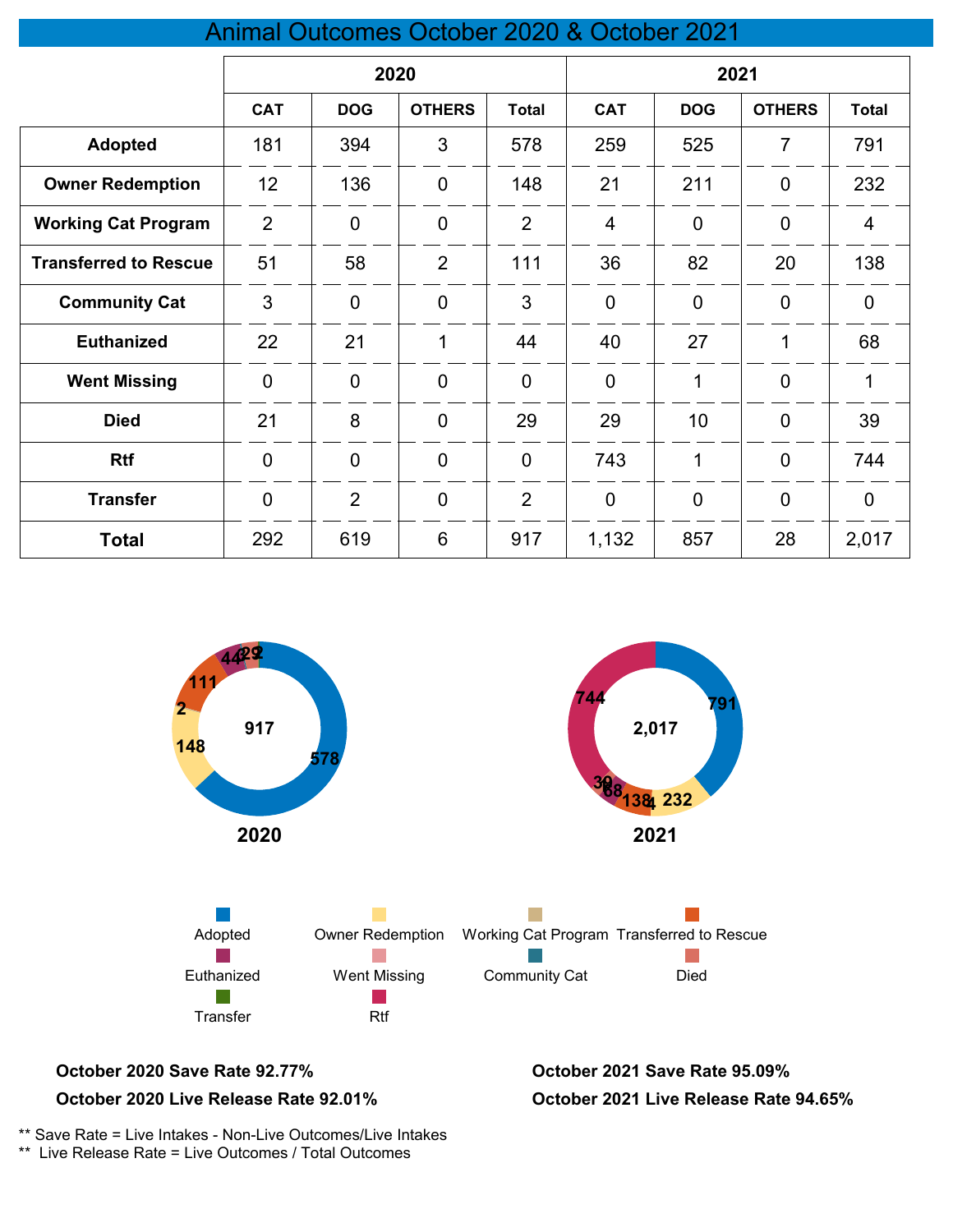# Animal Outcomes October 2020 & October 2021

| | 2020 | | | | 2021 | | | |
|---|---|---|---|---|---|---|---|---|
| | CAT | DOG | OTHERS | Total | CAT | DOG | OTHERS | Total |
| **Adopted** | 181 | 394 | 3 | 578 | 259 | 525 | 7 | 791 |
| **Owner Redemption** | 12 | 136 | 0 | 148 | 21 | 211 | 0 | 232 |
| **Working Cat Program** | 2 | 0 | 0 | 2 | 4 | 0 | 0 | 4 |
| **Transferred to Rescue** | 51 | 58 | 2 | 111 | 36 | 82 | 20 | 138 |
| **Community Cat** | 3 | 0 | 0 | 3 | 0 | 0 | 0 | 0 |
| **Euthanized** | 22 | 21 | 1 | 44 | 40 | 27 | 1 | 68 |
| **Went Missing** | 0 | 0 | 0 | 0 | 0 | 1 | 0 | 1 |
| **Died** | 21 | 8 | 0 | 29 | 29 | 10 | 0 | 39 |
| **Rtf** | 0 | 0 | 0 | 0 | 743 | 1 | 0 | 744 |
| **Transfer** | 0 | 2 | 0 | 2 | 0 | 0 | 0 | 0 |
| **Total** | 292 | 619 | 6 | 917 | 1,132 | 857 | 28 | 2,017 |

**2020**

**2021**

Adopted, Owner Redemption, Working Cat Program, Transferred to Rescue, Euthanized, Went Missing, Community Cat, Died, Transfer, Rtf

**October 2020 Save Rate 92.77%**

**October 2020 Live Release Rate 92.01%**

**October 2021 Save Rate 95.09%**

**October 2021 Live Release Rate 94.65%**

** Save Rate = Live Intakes - Non-Live Outcomes/Live Intakes

** Live Release Rate = Live Outcomes / Total Outcomes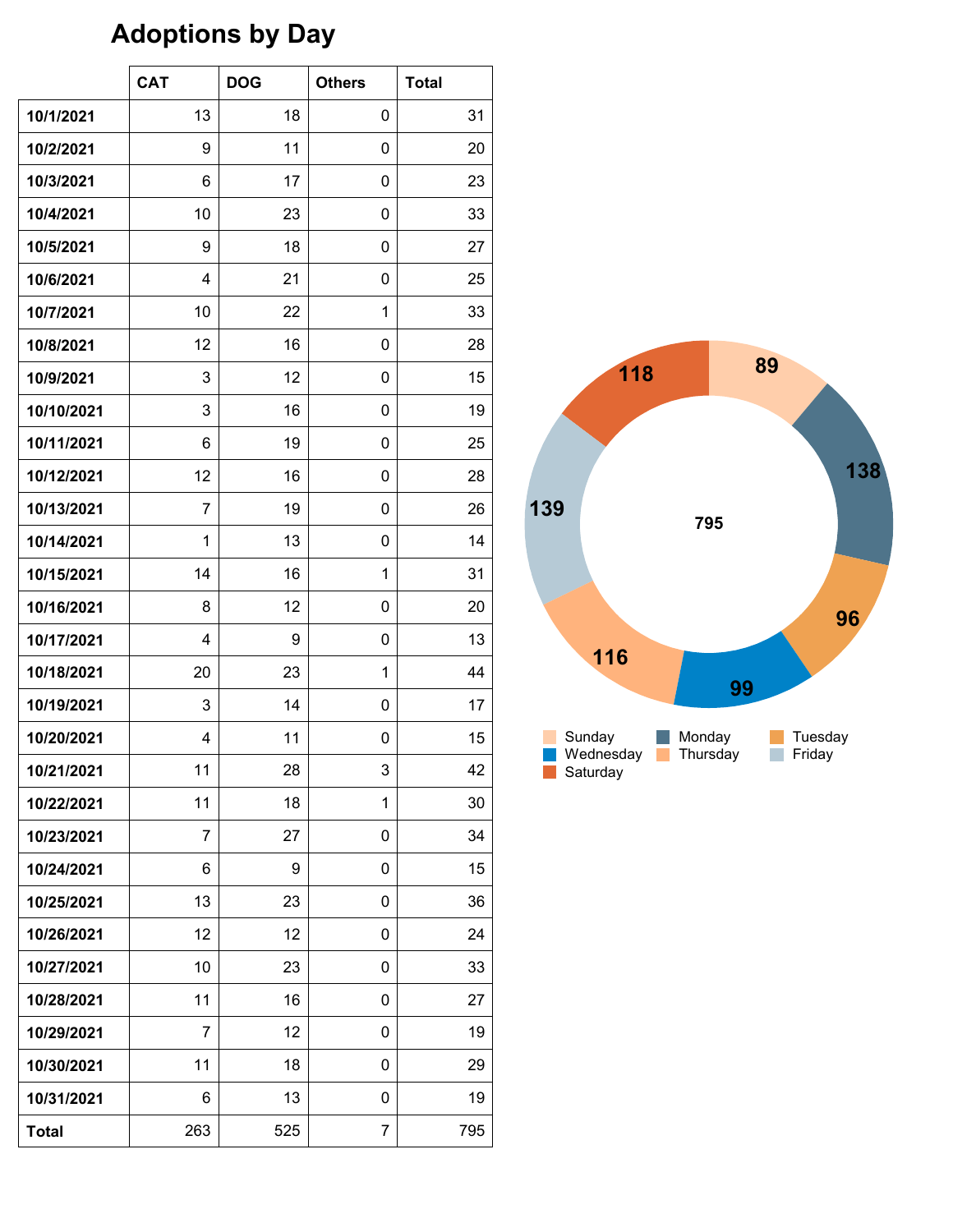# Adoptions by Day

| | CAT | DOG | Others | Total |
|---|---|---|---|---|
| **10/1/2021** | 13 | 18 | 0 | 31 |
| **10/2/2021** | 9 | 11 | 0 | 20 |
| **10/3/2021** | 6 | 17 | 0 | 23 |
| **10/4/2021** | 10 | 23 | 0 | 33 |
| **10/5/2021** | 9 | 18 | 0 | 27 |
| **10/6/2021** | 4 | 21 | 0 | 25 |
| **10/7/2021** | 10 | 22 | 1 | 33 |
| **10/8/2021** | 12 | 16 | 0 | 28 |
| **10/9/2021** | 3 | 12 | 0 | 15 |
| **10/10/2021** | 3 | 16 | 0 | 19 |
| **10/11/2021** | 6 | 19 | 0 | 25 |
| **10/12/2021** | 12 | 16 | 0 | 28 |
| **10/13/2021** | 7 | 19 | 0 | 26 |
| **10/14/2021** | 1 | 13 | 0 | 14 |
| **10/15/2021** | 14 | 16 | 1 | 31 |
| **10/16/2021** | 8 | 12 | 0 | 20 |
| **10/17/2021** | 4 | 9 | 0 | 13 |
| **10/18/2021** | 20 | 23 | 1 | 44 |
| **10/19/2021** | 3 | 14 | 0 | 17 |
| **10/20/2021** | 4 | 11 | 0 | 15 |
| **10/21/2021** | 11 | 28 | 3 | 42 |
| **10/22/2021** | 11 | 18 | 1 | 30 |
| **10/23/2021** | 7 | 27 | 0 | 34 |
| **10/24/2021** | 6 | 9 | 0 | 15 |
| **10/25/2021** | 13 | 23 | 0 | 36 |
| **10/26/2021** | 12 | 12 | 0 | 24 |
| **10/27/2021** | 10 | 23 | 0 | 33 |
| **10/28/2021** | 11 | 16 | 0 | 27 |
| **10/29/2021** | 7 | 12 | 0 | 19 |
| **10/30/2021** | 11 | 18 | 0 | 29 |
| **10/31/2021** | 6 | 13 | 0 | 19 |
| **Total** | 263 | 525 | 7 | 795 |

| Day | Adoptions |
|---|---|
| Sunday | 89 |
| Monday | 138 |
| Tuesday | 96 |
| Wednesday | 99 |
| Thursday | 116 |
| Friday | 139 |
| Saturday | 118 |
| **Total** | 795 |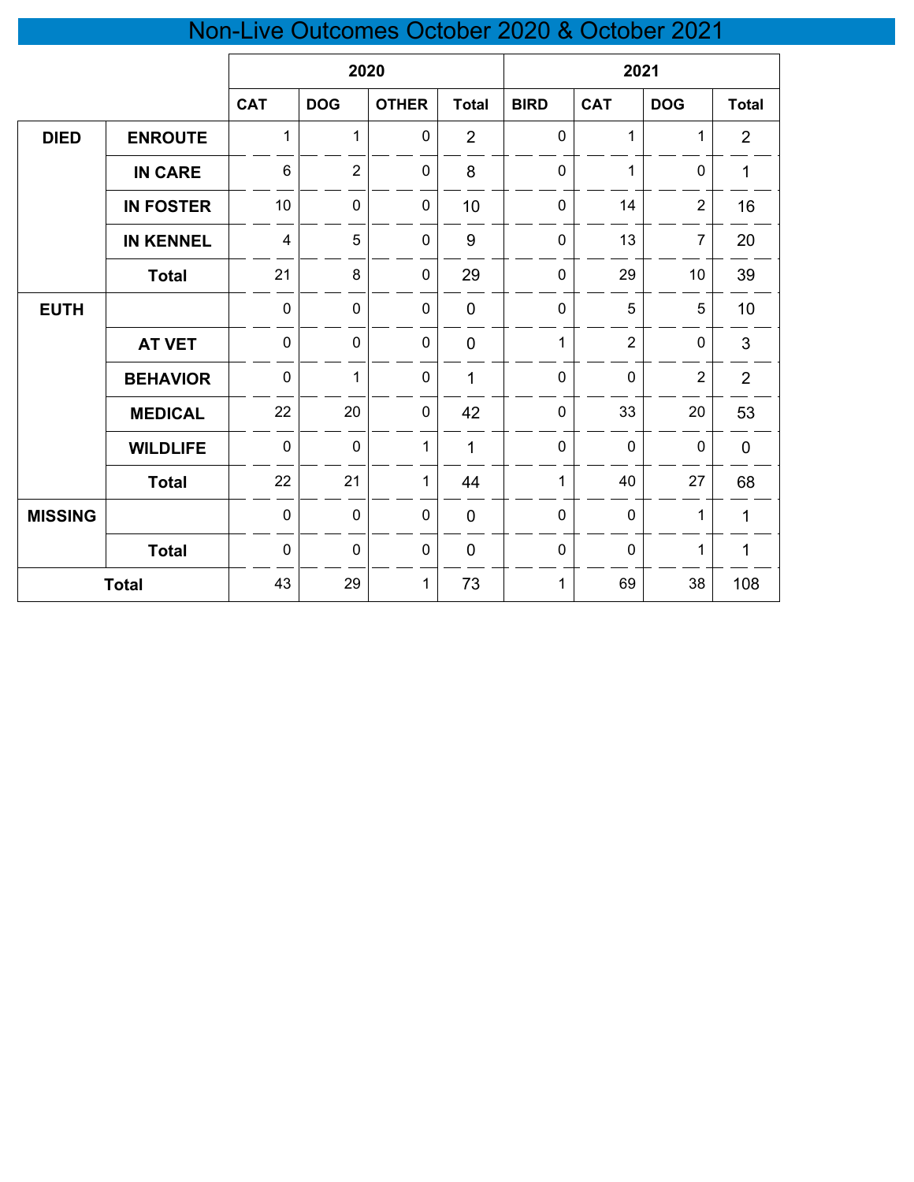# Non-Live Outcomes October 2020 & October 2021

| | | 2020 | | | | 2021 | | | |
|---|---|---|---|---|---|---|---|---|---|
| | | CAT | DOG | OTHER | Total | BIRD | CAT | DOG | Total |
| DIED | ENROUTE | 1 | 1 | 0 | 2 | 0 | 1 | 1 | 2 |
| | IN CARE | 6 | 2 | 0 | 8 | 0 | 1 | 0 | 1 |
| | IN FOSTER | 10 | 0 | 0 | 10 | 0 | 14 | 2 | 16 |
| | IN KENNEL | 4 | 5 | 0 | 9 | 0 | 13 | 7 | 20 |
| | Total | 21 | 8 | 0 | 29 | 0 | 29 | 10 | 39 |
| EUTH | | 0 | 0 | 0 | 0 | 0 | 5 | 5 | 10 |
| | AT VET | 0 | 0 | 0 | 0 | 1 | 2 | 0 | 3 |
| | BEHAVIOR | 0 | 1 | 0 | 1 | 0 | 0 | 2 | 2 |
| | MEDICAL | 22 | 20 | 0 | 42 | 0 | 33 | 20 | 53 |
| | WILDLIFE | 0 | 0 | 1 | 1 | 0 | 0 | 0 | 0 |
| | Total | 22 | 21 | 1 | 44 | 1 | 40 | 27 | 68 |
| MISSING | | 0 | 0 | 0 | 0 | 0 | 0 | 1 | 1 |
| | Total | 0 | 0 | 0 | 0 | 0 | 0 | 1 | 1 |
| Total | | 43 | 29 | 1 | 73 | 1 | 69 | 38 | 108 |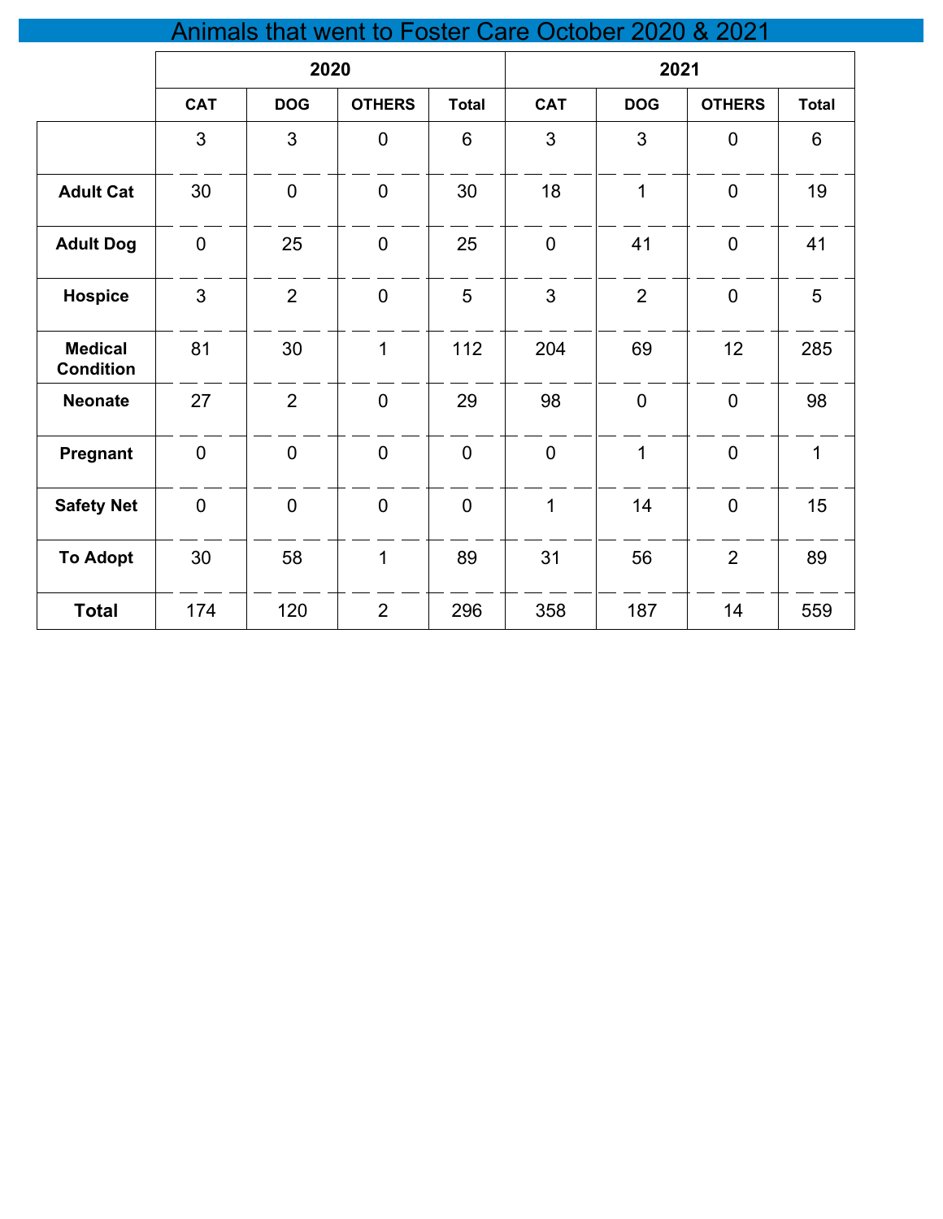# Animals that went to Foster Care October 2020 & 2021

| | 2020 | | | | 2021 | | | |
|---|---|---|---|---|---|---|---|---|
| | CAT | DOG | OTHERS | Total | CAT | DOG | OTHERS | Total |
| | 3 | 3 | 0 | 6 | 3 | 3 | 0 | 6 |
| **Adult Cat** | 30 | 0 | 0 | 30 | 18 | 1 | 0 | 19 |
| **Adult Dog** | 0 | 25 | 0 | 25 | 0 | 41 | 0 | 41 |
| **Hospice** | 3 | 2 | 0 | 5 | 3 | 2 | 0 | 5 |
| **Medical Condition** | 81 | 30 | 1 | 112 | 204 | 69 | 12 | 285 |
| **Neonate** | 27 | 2 | 0 | 29 | 98 | 0 | 0 | 98 |
| **Pregnant** | 0 | 0 | 0 | 0 | 0 | 1 | 0 | 1 |
| **Safety Net** | 0 | 0 | 0 | 0 | 1 | 14 | 0 | 15 |
| **To Adopt** | 30 | 58 | 1 | 89 | 31 | 56 | 2 | 89 |
| **Total** | 174 | 120 | 2 | 296 | 358 | 187 | 14 | 559 |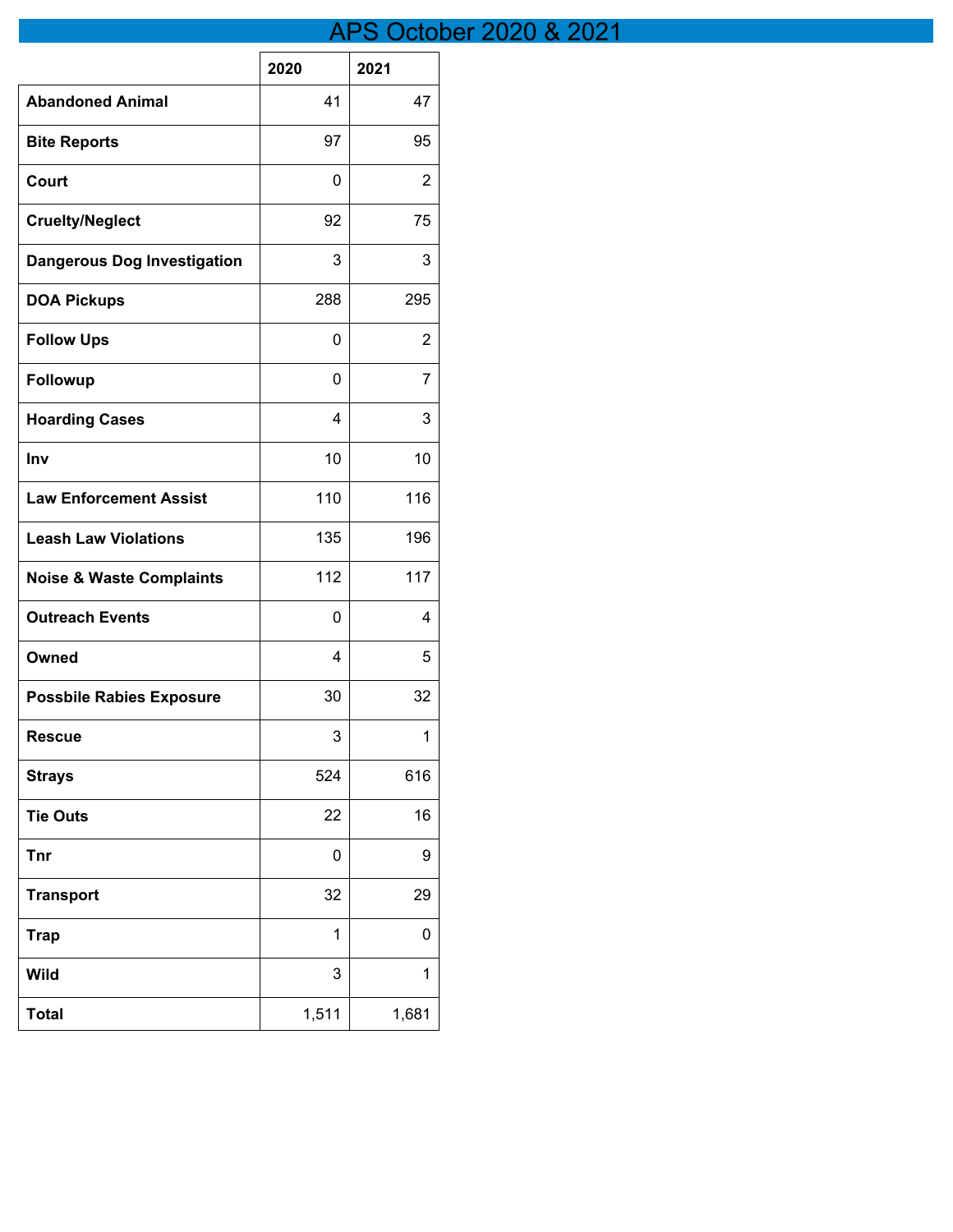# APS October 2020 & 2021

| | 2020 | 2021 |
|---|---|---|
| **Abandoned Animal** | 41 | 47 |
| **Bite Reports** | 97 | 95 |
| **Court** | 0 | 2 |
| **Cruelty/Neglect** | 92 | 75 |
| **Dangerous Dog Investigation** | 3 | 3 |
| **DOA Pickups** | 288 | 295 |
| **Follow Ups** | 0 | 2 |
| **Followup** | 0 | 7 |
| **Hoarding Cases** | 4 | 3 |
| **Inv** | 10 | 10 |
| **Law Enforcement Assist** | 110 | 116 |
| **Leash Law Violations** | 135 | 196 |
| **Noise & Waste Complaints** | 112 | 117 |
| **Outreach Events** | 0 | 4 |
| **Owned** | 4 | 5 |
| **Possbile Rabies Exposure** | 30 | 32 |
| **Rescue** | 3 | 1 |
| **Strays** | 524 | 616 |
| **Tie Outs** | 22 | 16 |
| **Tnr** | 0 | 9 |
| **Transport** | 32 | 29 |
| **Trap** | 1 | 0 |
| **Wild** | 3 | 1 |
| **Total** | 1,511 | 1,681 |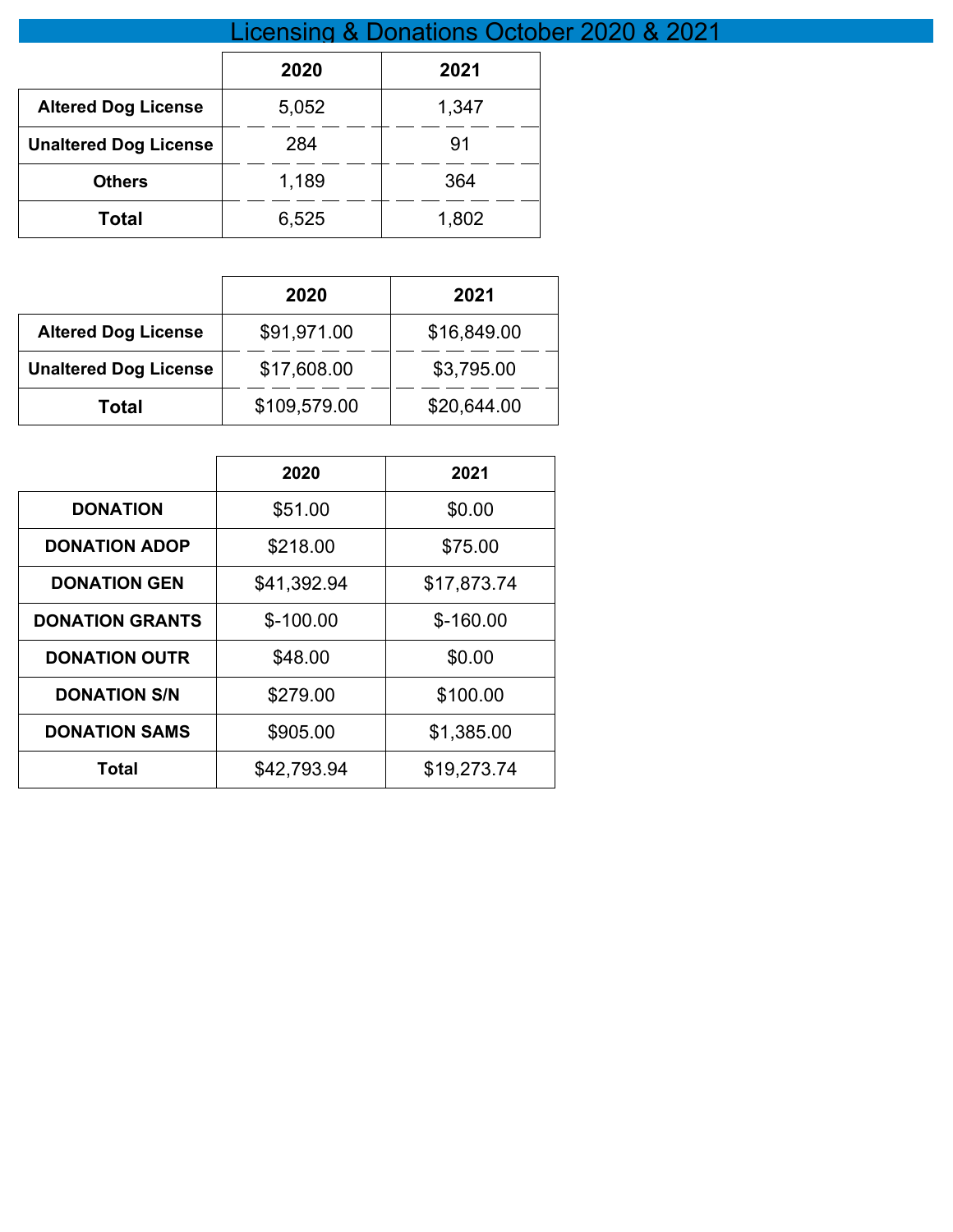# Licensing & Donations October 2020 & 2021

| | 2020 | 2021 |
|---|---|---|
| **Altered Dog License** | 5,052 | 1,347 |
| **Unaltered Dog License** | 284 | 91 |
| **Others** | 1,189 | 364 |
| **Total** | 6,525 | 1,802 |

| | 2020 | 2021 |
|---|---|---|
| **Altered Dog License** | $91,971.00 | $16,849.00 |
| **Unaltered Dog License** | $17,608.00 | $3,795.00 |
| **Total** | $109,579.00 | $20,644.00 |

| | 2020 | 2021 |
|---|---|---|
| **DONATION** | $51.00 | $0.00 |
| **DONATION ADOP** | $218.00 | $75.00 |
| **DONATION GEN** | $41,392.94 | $17,873.74 |
| **DONATION GRANTS** | $-100.00 | $-160.00 |
| **DONATION OUTR** | $48.00 | $0.00 |
| **DONATION S/N** | $279.00 | $100.00 |
| **DONATION SAMS** | $905.00 | $1,385.00 |
| **Total** | $42,793.94 | $19,273.74 |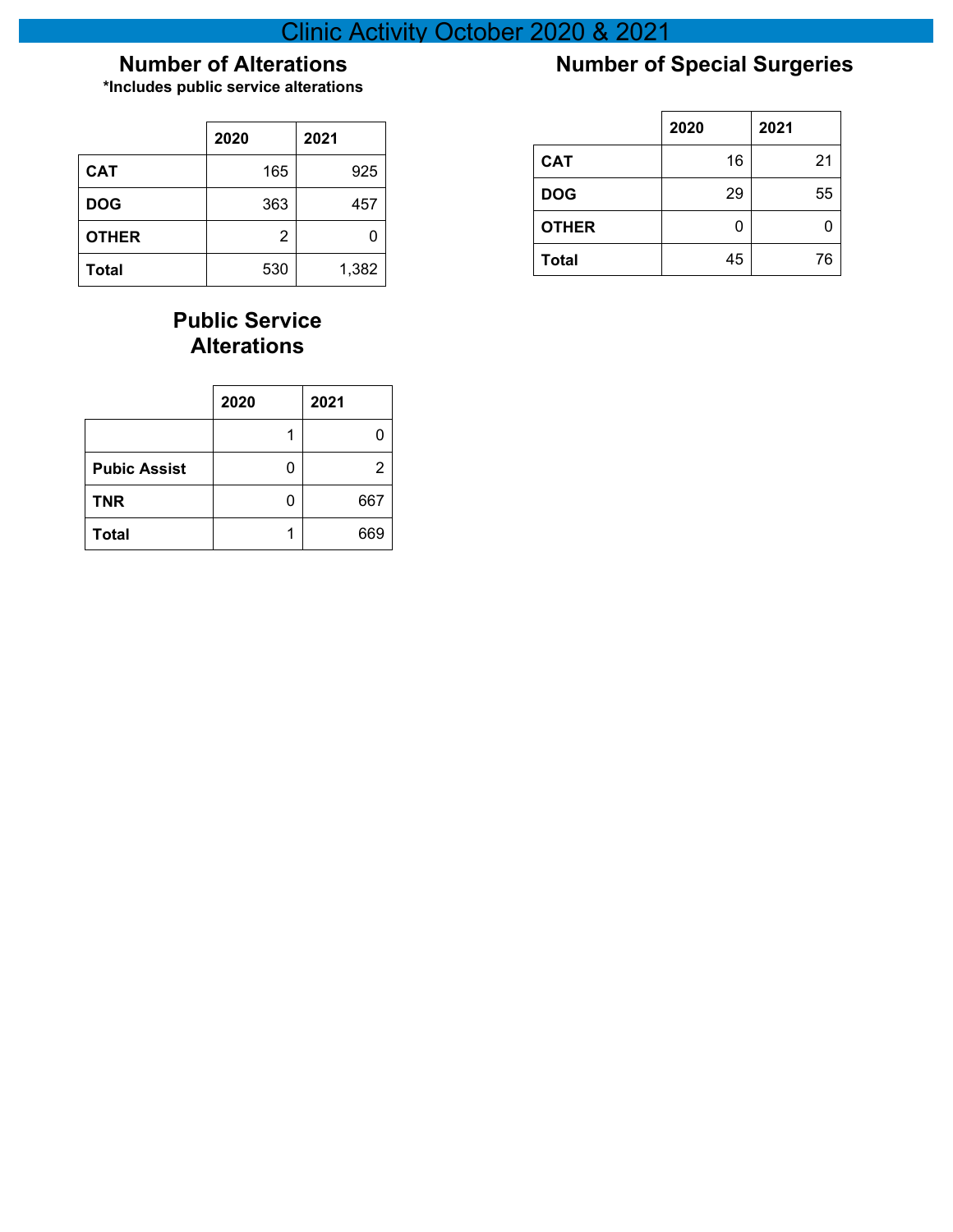# Clinic Activity October 2020 & 2021

## Number of Alterations

**\*Includes public service alterations**

| | 2020 | 2021 |
|---|---|---|
| **CAT** | 165 | 925 |
| **DOG** | 363 | 457 |
| **OTHER** | 2 | 0 |
| **Total** | 530 | 1,382 |

## Public Service Alterations

| | 2020 | 2021 |
|---|---|---|
| | 1 | 0 |
| **Pubic Assist** | 0 | 2 |
| **TNR** | 0 | 667 |
| **Total** | 1 | 669 |

## Number of Special Surgeries

| | 2020 | 2021 |
|---|---|---|
| **CAT** | 16 | 21 |
| **DOG** | 29 | 55 |
| **OTHER** | 0 | 0 |
| **Total** | 45 | 76 |